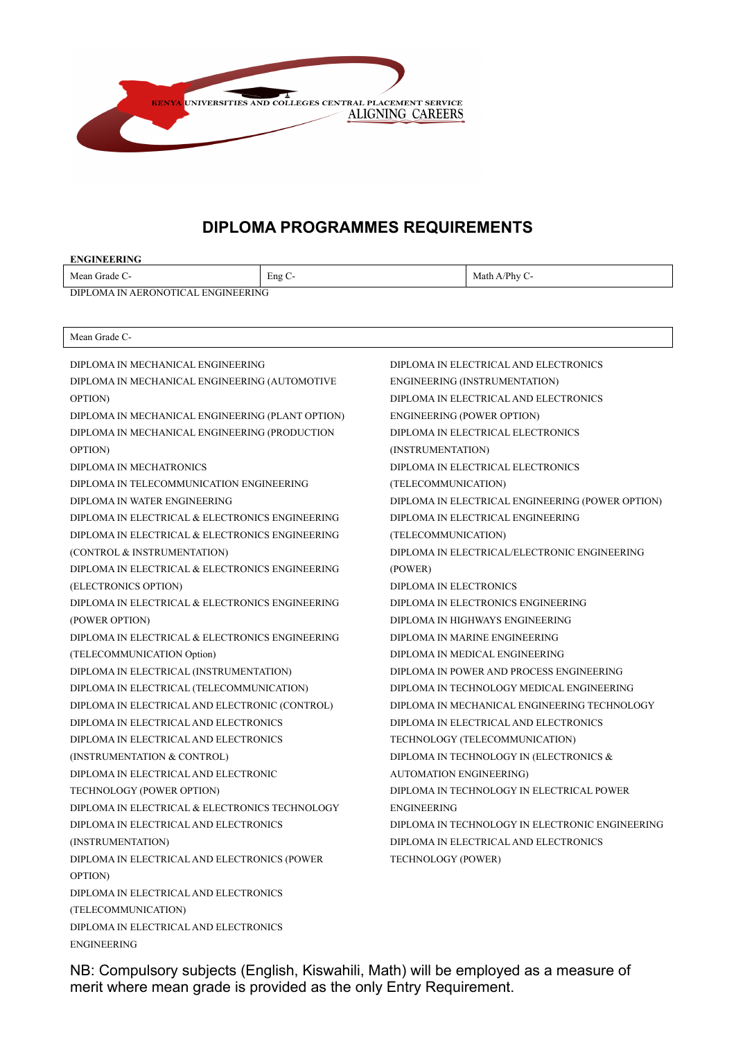KENYA UNIVERSITIES AND COLLEGES CENTRAL PLACEMENT SERVICE
ALIGNING CAREERS

# DIPLOMA PROGRAMMES REQUIREMENTS

**ENGINEERING**

| Mean Grade C- | Eng C- | Math A/Phy C- |
|---|---|---|

DIPLOMA IN AERONOTICAL ENGINEERING

| Mean Grade C- |
|---|

DIPLOMA IN MECHANICAL ENGINEERING
DIPLOMA IN MECHANICAL ENGINEERING (AUTOMOTIVE OPTION)
DIPLOMA IN MECHANICAL ENGINEERING (PLANT OPTION)
DIPLOMA IN MECHANICAL ENGINEERING (PRODUCTION OPTION)
DIPLOMA IN MECHATRONICS
DIPLOMA IN TELECOMMUNICATION ENGINEERING
DIPLOMA IN WATER ENGINEERING
DIPLOMA IN ELECTRICAL & ELECTRONICS ENGINEERING
DIPLOMA IN ELECTRICAL & ELECTRONICS ENGINEERING (CONTROL & INSTRUMENTATION)
DIPLOMA IN ELECTRICAL & ELECTRONICS ENGINEERING (ELECTRONICS OPTION)
DIPLOMA IN ELECTRICAL & ELECTRONICS ENGINEERING (POWER OPTION)
DIPLOMA IN ELECTRICAL & ELECTRONICS ENGINEERING (TELECOMMUNICATION Option)
DIPLOMA IN ELECTRICAL (INSTRUMENTATION)
DIPLOMA IN ELECTRICAL (TELECOMMUNICATION)
DIPLOMA IN ELECTRICAL AND ELECTRONIC (CONTROL)
DIPLOMA IN ELECTRICAL AND ELECTRONICS
DIPLOMA IN ELECTRICAL AND ELECTRONICS (INSTRUMENTATION & CONTROL)
DIPLOMA IN ELECTRICAL AND ELECTRONIC TECHNOLOGY (POWER OPTION)
DIPLOMA IN ELECTRICAL & ELECTRONICS TECHNOLOGY
DIPLOMA IN ELECTRICAL AND ELECTRONICS (INSTRUMENTATION)
DIPLOMA IN ELECTRICAL AND ELECTRONICS (POWER OPTION)
DIPLOMA IN ELECTRICAL AND ELECTRONICS (TELECOMMUNICATION)
DIPLOMA IN ELECTRICAL AND ELECTRONICS ENGINEERING
DIPLOMA IN ELECTRICAL AND ELECTRONICS ENGINEERING (INSTRUMENTATION)
DIPLOMA IN ELECTRICAL AND ELECTRONICS ENGINEERING (POWER OPTION)
DIPLOMA IN ELECTRICAL ELECTRONICS (INSTRUMENTATION)
DIPLOMA IN ELECTRICAL ELECTRONICS (TELECOMMUNICATION)
DIPLOMA IN ELECTRICAL ENGINEERING (POWER OPTION)
DIPLOMA IN ELECTRICAL ENGINEERING (TELECOMMUNICATION)
DIPLOMA IN ELECTRICAL/ELECTRONIC ENGINEERING (POWER)
DIPLOMA IN ELECTRONICS
DIPLOMA IN ELECTRONICS ENGINEERING
DIPLOMA IN HIGHWAYS ENGINEERING
DIPLOMA IN MARINE ENGINEERING
DIPLOMA IN MEDICAL ENGINEERING
DIPLOMA IN POWER AND PROCESS ENGINEERING
DIPLOMA IN TECHNOLOGY MEDICAL ENGINEERING
DIPLOMA IN MECHANICAL ENGINEERING TECHNOLOGY
DIPLOMA IN ELECTRICAL AND ELECTRONICS TECHNOLOGY (TELECOMMUNICATION)
DIPLOMA IN TECHNOLOGY IN (ELECTRONICS & AUTOMATION ENGINEERING)
DIPLOMA IN TECHNOLOGY IN ELECTRICAL POWER ENGINEERING
DIPLOMA IN TECHNOLOGY IN ELECTRONIC ENGINEERING
DIPLOMA IN ELECTRICAL AND ELECTRONICS TECHNOLOGY (POWER)

NB: Compulsory subjects (English, Kiswahili, Math) will be employed as a measure of merit where mean grade is provided as the only Entry Requirement.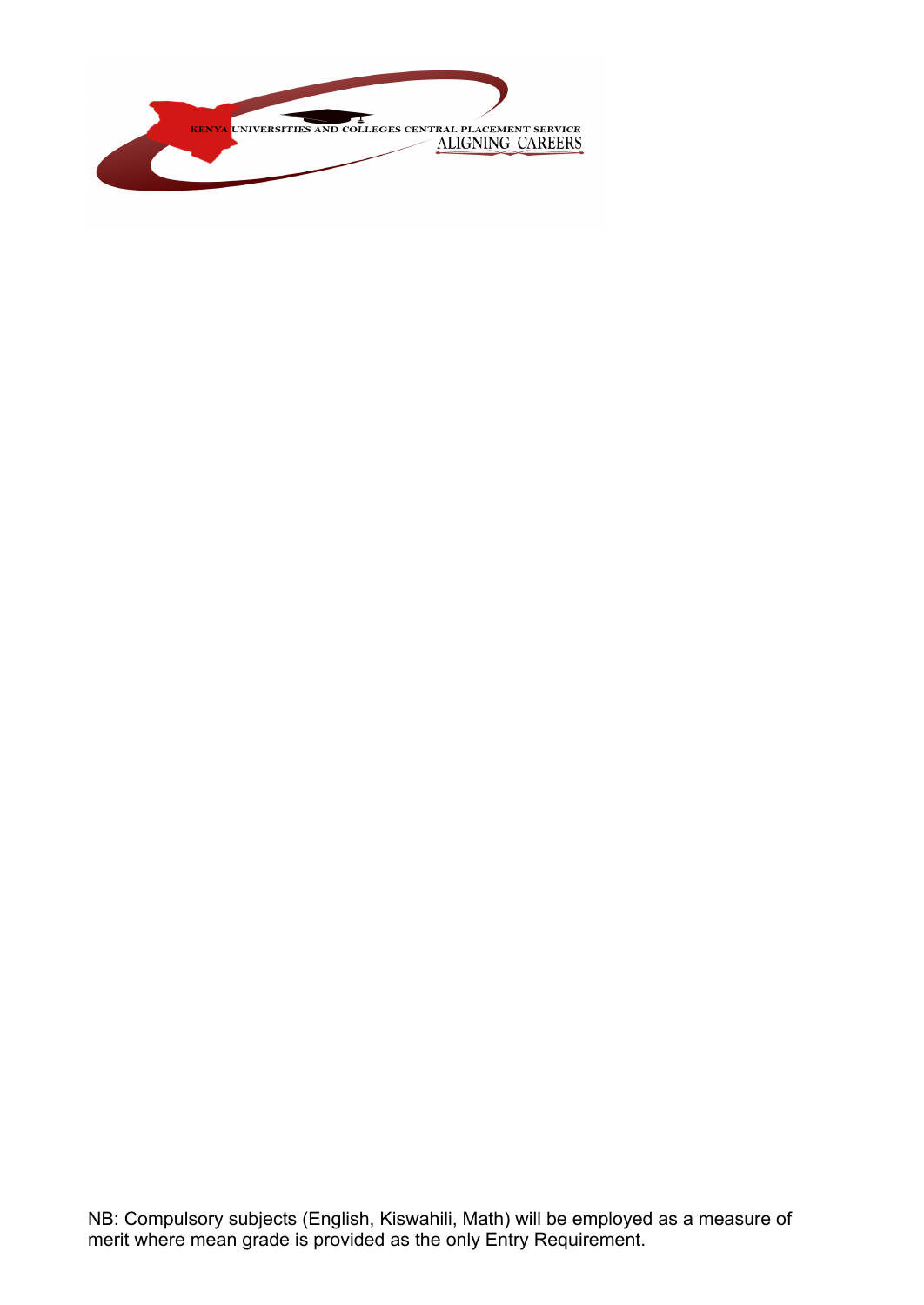NB: Compulsory subjects (English, Kiswahili, Math) will be employed as a measure of merit where mean grade is provided as the only Entry Requirement.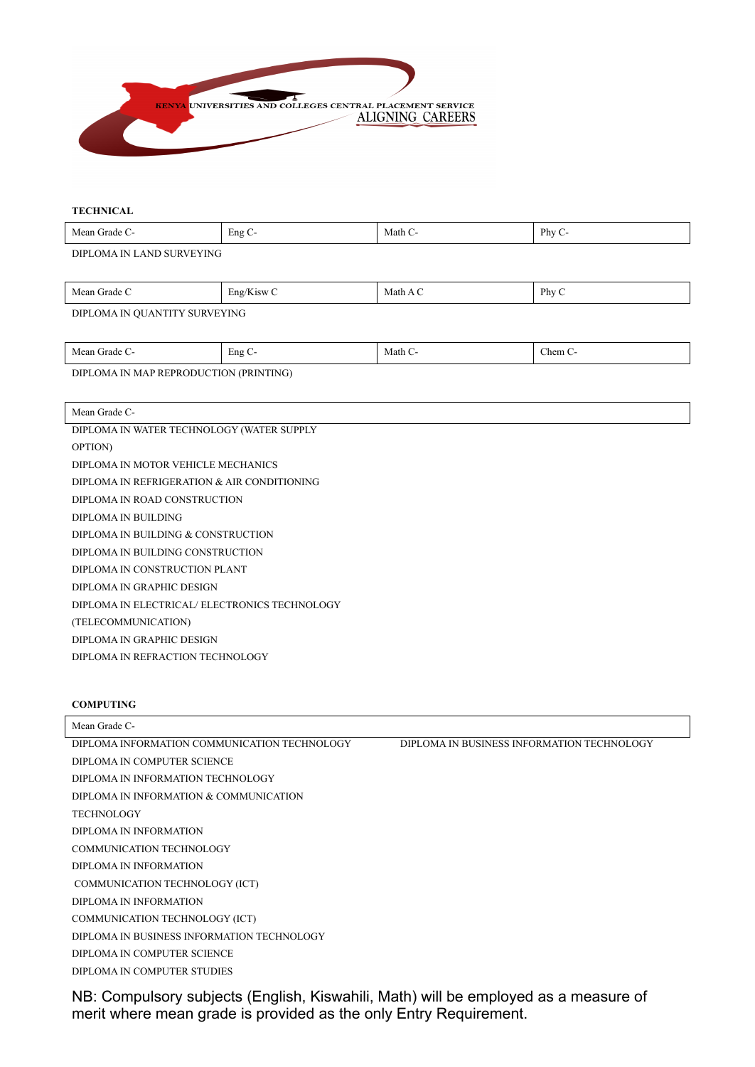KENYA UNIVERSITIES AND COLLEGES CENTRAL PLACEMENT SERVICE
ALIGNING CAREERS

**TECHNICAL**

| Mean Grade C- | Eng C- | Math C- | Phy C- |
|---|---|---|---|

DIPLOMA IN LAND SURVEYING

| Mean Grade C | Eng/Kisw C | Math A C | Phy C |
|---|---|---|---|

DIPLOMA IN QUANTITY SURVEYING

| Mean Grade C- | Eng C- | Math C- | Chem C- |
|---|---|---|---|

DIPLOMA IN MAP REPRODUCTION (PRINTING)

| Mean Grade C- |
|---|

DIPLOMA IN WATER TECHNOLOGY (WATER SUPPLY OPTION)
DIPLOMA IN MOTOR VEHICLE MECHANICS
DIPLOMA IN REFRIGERATION & AIR CONDITIONING
DIPLOMA IN ROAD CONSTRUCTION
DIPLOMA IN BUILDING
DIPLOMA IN BUILDING & CONSTRUCTION
DIPLOMA IN BUILDING CONSTRUCTION
DIPLOMA IN CONSTRUCTION PLANT
DIPLOMA IN GRAPHIC DESIGN
DIPLOMA IN ELECTRICAL/ ELECTRONICS TECHNOLOGY (TELECOMMUNICATION)
DIPLOMA IN GRAPHIC DESIGN
DIPLOMA IN REFRACTION TECHNOLOGY

**COMPUTING**

| Mean Grade C- |
|---|

DIPLOMA INFORMATION COMMUNICATION TECHNOLOGY
DIPLOMA IN BUSINESS INFORMATION TECHNOLOGY
DIPLOMA IN COMPUTER SCIENCE
DIPLOMA IN INFORMATION TECHNOLOGY
DIPLOMA IN INFORMATION & COMMUNICATION TECHNOLOGY
DIPLOMA IN INFORMATION COMMUNICATION TECHNOLOGY
DIPLOMA IN INFORMATION COMMUNICATION TECHNOLOGY (ICT)
DIPLOMA IN INFORMATION COMMUNICATION TECHNOLOGY (ICT)
DIPLOMA IN BUSINESS INFORMATION TECHNOLOGY
DIPLOMA IN COMPUTER SCIENCE
DIPLOMA IN COMPUTER STUDIES

NB: Compulsory subjects (English, Kiswahili, Math) will be employed as a measure of merit where mean grade is provided as the only Entry Requirement.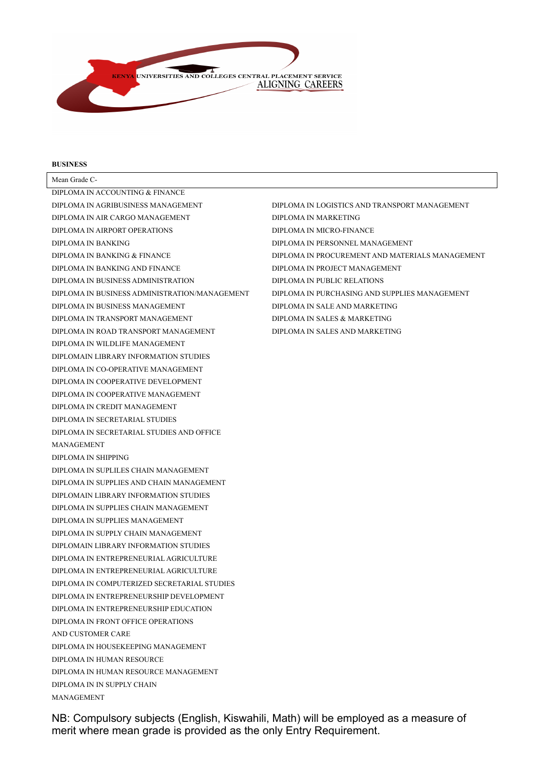KENYA UNIVERSITIES AND COLLEGES CENTRAL PLACEMENT SERVICE
ALIGNING CAREERS

**BUSINESS**

Mean Grade C-

DIPLOMA IN ACCOUNTING & FINANCE
DIPLOMA IN AGRIBUSINESS MANAGEMENT
DIPLOMA IN AIR CARGO MANAGEMENT
DIPLOMA IN AIRPORT OPERATIONS
DIPLOMA IN BANKING
DIPLOMA IN BANKING & FINANCE
DIPLOMA IN BANKING AND FINANCE
DIPLOMA IN BUSINESS ADMINISTRATION
DIPLOMA IN BUSINESS ADMINISTRATION/MANAGEMENT
DIPLOMA IN BUSINESS MANAGEMENT
DIPLOMA IN TRANSPORT MANAGEMENT
DIPLOMA IN ROAD TRANSPORT MANAGEMENT
DIPLOMA IN WILDLIFE MANAGEMENT
DIPLOMAIN LIBRARY INFORMATION STUDIES
DIPLOMA IN CO-OPERATIVE MANAGEMENT
DIPLOMA IN COOPERATIVE DEVELOPMENT
DIPLOMA IN COOPERATIVE MANAGEMENT
DIPLOMA IN CREDIT MANAGEMENT
DIPLOMA IN SECRETARIAL STUDIES
DIPLOMA IN SECRETARIAL STUDIES AND OFFICE MANAGEMENT
DIPLOMA IN SHIPPING
DIPLOMA IN SUPLILES CHAIN MANAGEMENT
DIPLOMA IN SUPPLIES AND CHAIN MANAGEMENT
DIPLOMAIN LIBRARY INFORMATION STUDIES
DIPLOMA IN SUPPLIES CHAIN MANAGEMENT
DIPLOMA IN SUPPLIES MANAGEMENT
DIPLOMA IN SUPPLY CHAIN MANAGEMENT
DIPLOMAIN LIBRARY INFORMATION STUDIES
DIPLOMA IN ENTREPRENEURIAL AGRICULTURE
DIPLOMA IN ENTREPRENEURIAL AGRICULTURE
DIPLOMA IN COMPUTERIZED SECRETARIAL STUDIES
DIPLOMA IN ENTREPRENEURSHIP DEVELOPMENT
DIPLOMA IN ENTREPRENEURSHIP EDUCATION
DIPLOMA IN FRONT OFFICE OPERATIONS AND CUSTOMER CARE
DIPLOMA IN HOUSEKEEPING MANAGEMENT
DIPLOMA IN HUMAN RESOURCE
DIPLOMA IN HUMAN RESOURCE MANAGEMENT
DIPLOMA IN IN SUPPLY CHAIN MANAGEMENT
DIPLOMA IN LOGISTICS AND TRANSPORT MANAGEMENT
DIPLOMA IN MARKETING
DIPLOMA IN MICRO-FINANCE
DIPLOMA IN PERSONNEL MANAGEMENT
DIPLOMA IN PROCUREMENT AND MATERIALS MANAGEMENT
DIPLOMA IN PROJECT MANAGEMENT
DIPLOMA IN PUBLIC RELATIONS
DIPLOMA IN PURCHASING AND SUPPLIES MANAGEMENT
DIPLOMA IN SALE AND MARKETING
DIPLOMA IN SALES & MARKETING
DIPLOMA IN SALES AND MARKETING

NB: Compulsory subjects (English, Kiswahili, Math) will be employed as a measure of merit where mean grade is provided as the only Entry Requirement.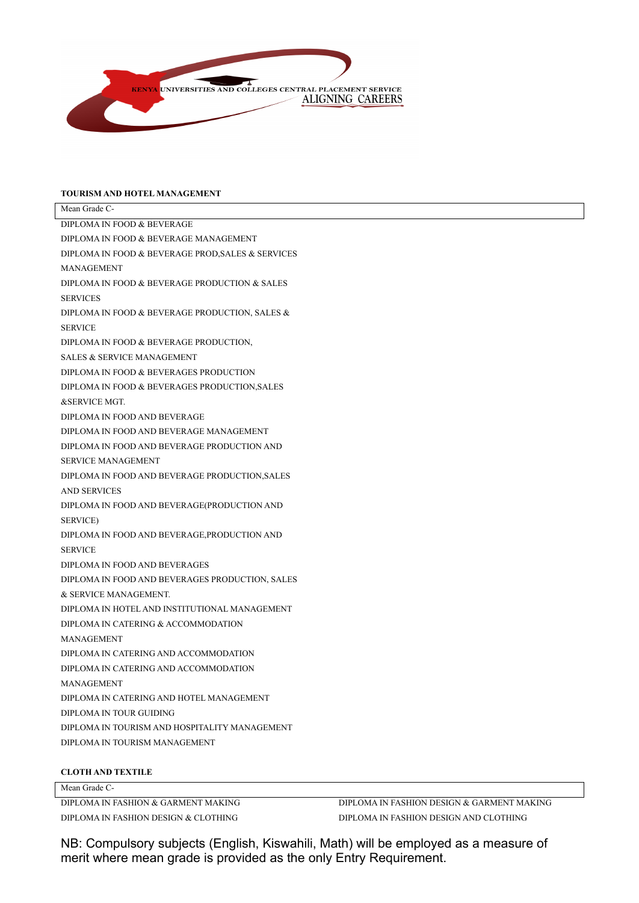KENYA UNIVERSITIES AND COLLEGES CENTRAL PLACEMENT SERVICE
ALIGNING CAREERS

**TOURISM AND HOTEL MANAGEMENT**

| Mean Grade C- |
|---|

DIPLOMA IN FOOD & BEVERAGE
DIPLOMA IN FOOD & BEVERAGE MANAGEMENT
DIPLOMA IN FOOD & BEVERAGE PROD,SALES & SERVICES MANAGEMENT
DIPLOMA IN FOOD & BEVERAGE PRODUCTION & SALES SERVICES
DIPLOMA IN FOOD & BEVERAGE PRODUCTION, SALES & SERVICE
DIPLOMA IN FOOD & BEVERAGE PRODUCTION, SALES & SERVICE MANAGEMENT
DIPLOMA IN FOOD & BEVERAGES PRODUCTION
DIPLOMA IN FOOD & BEVERAGES PRODUCTION,SALES &SERVICE MGT.
DIPLOMA IN FOOD AND BEVERAGE
DIPLOMA IN FOOD AND BEVERAGE MANAGEMENT
DIPLOMA IN FOOD AND BEVERAGE PRODUCTION AND SERVICE MANAGEMENT
DIPLOMA IN FOOD AND BEVERAGE PRODUCTION,SALES AND SERVICES
DIPLOMA IN FOOD AND BEVERAGE(PRODUCTION AND SERVICE)
DIPLOMA IN FOOD AND BEVERAGE,PRODUCTION AND SERVICE
DIPLOMA IN FOOD AND BEVERAGES
DIPLOMA IN FOOD AND BEVERAGES PRODUCTION, SALES & SERVICE MANAGEMENT.
DIPLOMA IN HOTEL AND INSTITUTIONAL MANAGEMENT
DIPLOMA IN CATERING & ACCOMMODATION MANAGEMENT
DIPLOMA IN CATERING AND ACCOMMODATION
DIPLOMA IN CATERING AND ACCOMMODATION MANAGEMENT
DIPLOMA IN CATERING AND HOTEL MANAGEMENT
DIPLOMA IN TOUR GUIDING
DIPLOMA IN TOURISM AND HOSPITALITY MANAGEMENT
DIPLOMA IN TOURISM MANAGEMENT

**CLOTH AND TEXTILE**

| Mean Grade C- |
|---|

DIPLOMA IN FASHION & GARMENT MAKING
DIPLOMA IN FASHION DESIGN & CLOTHING
DIPLOMA IN FASHION DESIGN & GARMENT MAKING
DIPLOMA IN FASHION DESIGN AND CLOTHING

NB: Compulsory subjects (English, Kiswahili, Math) will be employed as a measure of merit where mean grade is provided as the only Entry Requirement.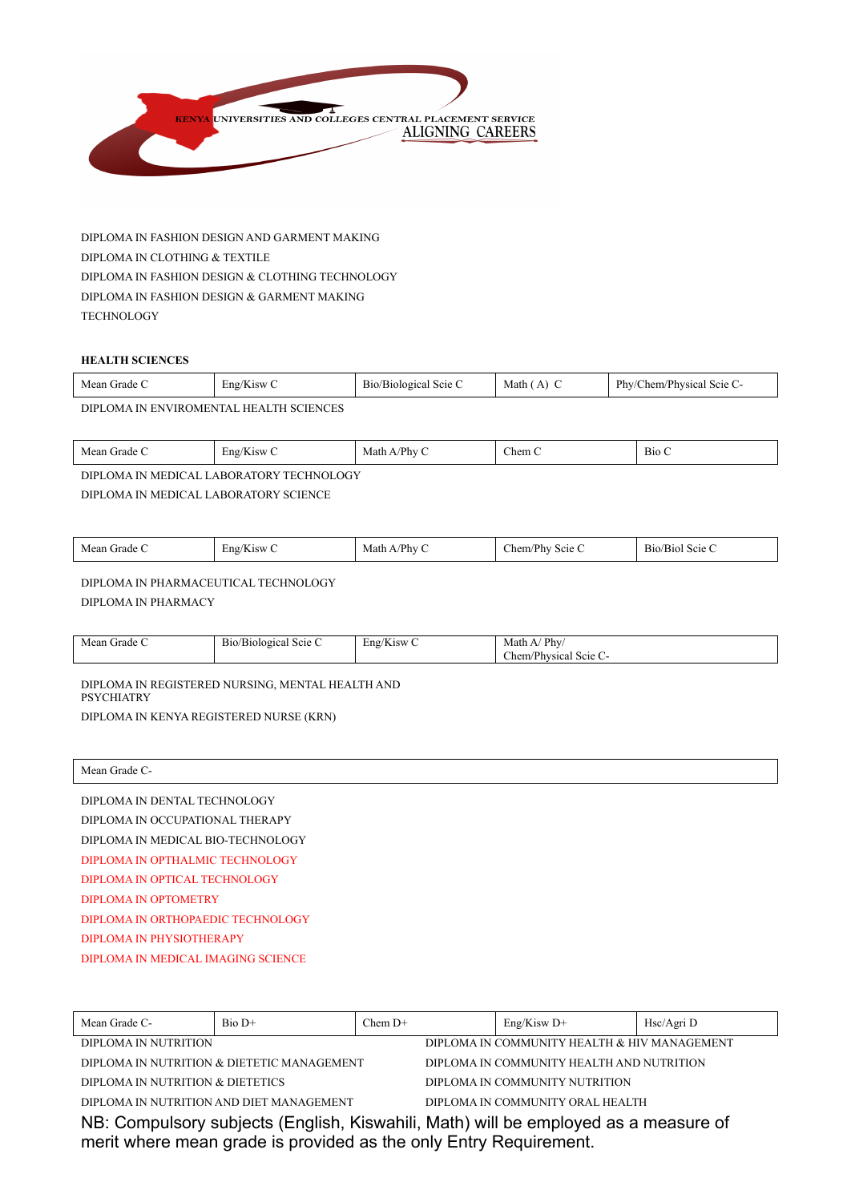KENYA UNIVERSITIES AND COLLEGES CENTRAL PLACEMENT SERVICE
ALIGNING CAREERS

DIPLOMA IN FASHION DESIGN AND GARMENT MAKING

DIPLOMA IN CLOTHING & TEXTILE

DIPLOMA IN FASHION DESIGN & CLOTHING TECHNOLOGY

DIPLOMA IN FASHION DESIGN & GARMENT MAKING TECHNOLOGY

**HEALTH SCIENCES**

| Mean Grade C | Eng/Kisw C | Bio/Biological Scie C | Math ( A) C | Phy/Chem/Physical Scie C- |
|---|---|---|---|---|

DIPLOMA IN ENVIROMENTAL HEALTH SCIENCES

| Mean Grade C | Eng/Kisw C | Math A/Phy C | Chem C | Bio C |
|---|---|---|---|---|

DIPLOMA IN MEDICAL LABORATORY TECHNOLOGY

DIPLOMA IN MEDICAL LABORATORY SCIENCE

| Mean Grade C | Eng/Kisw C | Math A/Phy C | Chem/Phy Scie C | Bio/Biol Scie C |
|---|---|---|---|---|

DIPLOMA IN PHARMACEUTICAL TECHNOLOGY

DIPLOMA IN PHARMACY

| Mean Grade C | Bio/Biological Scie C | Eng/Kisw C | Math A/ Phy/ Chem/Physical Scie C- |
|---|---|---|---|

DIPLOMA IN REGISTERED NURSING, MENTAL HEALTH AND PSYCHIATRY

DIPLOMA IN KENYA REGISTERED NURSE (KRN)

| Mean Grade C- |
|---|

DIPLOMA IN DENTAL TECHNOLOGY

DIPLOMA IN OCCUPATIONAL THERAPY

DIPLOMA IN MEDICAL BIO-TECHNOLOGY

DIPLOMA IN OPTHALMIC TECHNOLOGY

DIPLOMA IN OPTICAL TECHNOLOGY

DIPLOMA IN OPTOMETRY

DIPLOMA IN ORTHOPAEDIC TECHNOLOGY

DIPLOMA IN PHYSIOTHERAPY

DIPLOMA IN MEDICAL IMAGING SCIENCE

| Mean Grade C- | Bio D+ | Chem D+ | Eng/Kisw D+ | Hsc/Agri D |
|---|---|---|---|---|

DIPLOMA IN NUTRITION

DIPLOMA IN NUTRITION & DIETETIC MANAGEMENT

DIPLOMA IN NUTRITION & DIETETICS

DIPLOMA IN NUTRITION AND DIET MANAGEMENT

DIPLOMA IN COMMUNITY HEALTH & HIV MANAGEMENT

DIPLOMA IN COMMUNITY HEALTH AND NUTRITION

DIPLOMA IN COMMUNITY NUTRITION

DIPLOMA IN COMMUNITY ORAL HEALTH

NB: Compulsory subjects (English, Kiswahili, Math) will be employed as a measure of merit where mean grade is provided as the only Entry Requirement.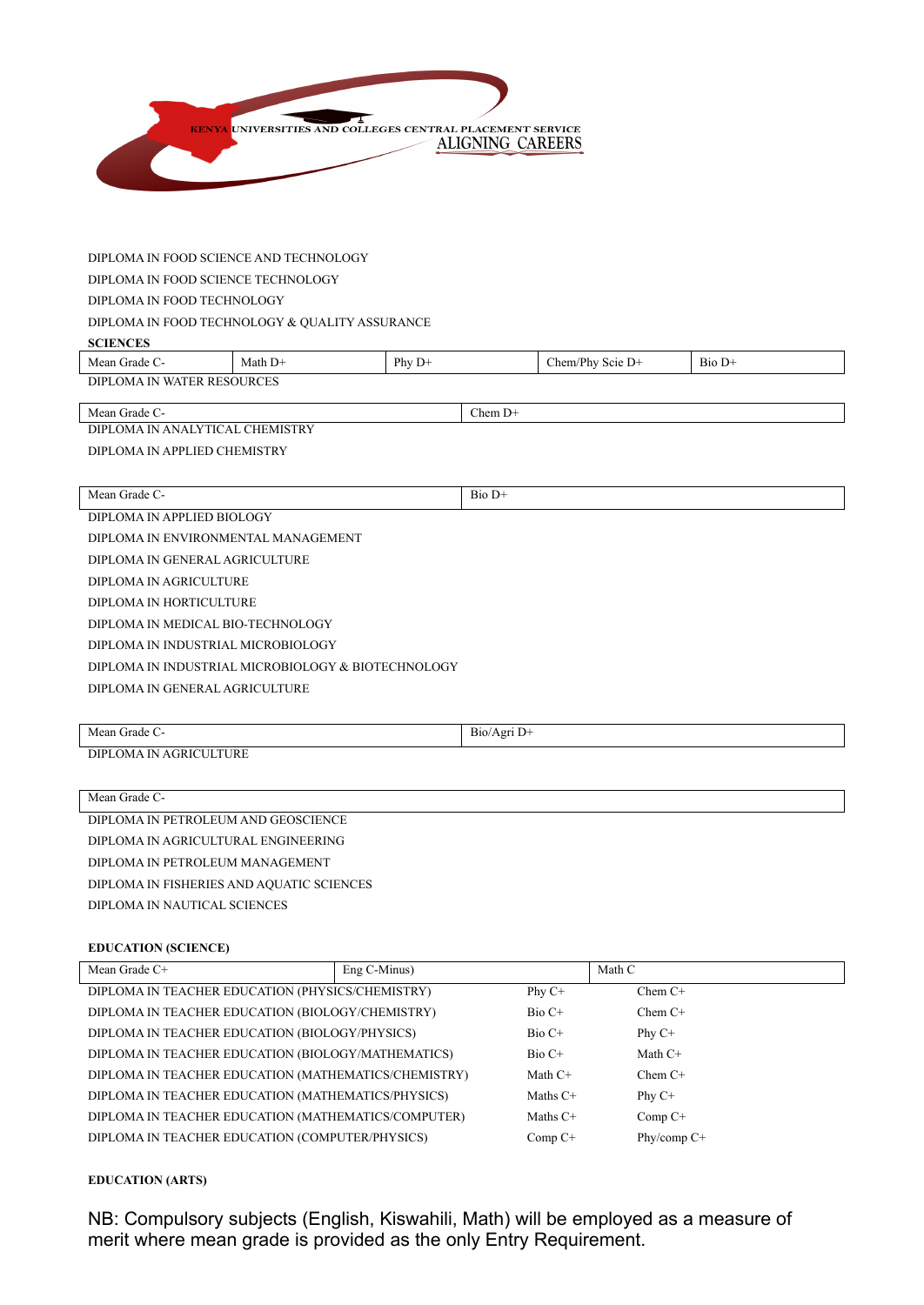KENYA UNIVERSITIES AND COLLEGES CENTRAL PLACEMENT SERVICE
ALIGNING CAREERS

DIPLOMA IN FOOD SCIENCE AND TECHNOLOGY

DIPLOMA IN FOOD SCIENCE TECHNOLOGY

DIPLOMA IN FOOD TECHNOLOGY

DIPLOMA IN FOOD TECHNOLOGY & QUALITY ASSURANCE

**SCIENCES**

| Mean Grade C- | Math D+ | Phy D+ | Chem/Phy Scie D+ | Bio D+ |
|---|---|---|---|---|

DIPLOMA IN WATER RESOURCES

| Mean Grade C- | Chem D+ |
|---|---|

DIPLOMA IN ANALYTICAL CHEMISTRY

DIPLOMA IN APPLIED CHEMISTRY

| Mean Grade C- | Bio D+ |
|---|---|

DIPLOMA IN APPLIED BIOLOGY

DIPLOMA IN ENVIRONMENTAL MANAGEMENT

DIPLOMA IN GENERAL AGRICULTURE

DIPLOMA IN AGRICULTURE

DIPLOMA IN HORTICULTURE

DIPLOMA IN MEDICAL BIO-TECHNOLOGY

DIPLOMA IN INDUSTRIAL MICROBIOLOGY

DIPLOMA IN INDUSTRIAL MICROBIOLOGY & BIOTECHNOLOGY

DIPLOMA IN GENERAL AGRICULTURE

| Mean Grade C- | Bio/Agri D+ |
|---|---|

DIPLOMA IN AGRICULTURE

| Mean Grade C- |
|---|

DIPLOMA IN PETROLEUM AND GEOSCIENCE

DIPLOMA IN AGRICULTURAL ENGINEERING

DIPLOMA IN PETROLEUM MANAGEMENT

DIPLOMA IN FISHERIES AND AQUATIC SCIENCES

DIPLOMA IN NAUTICAL SCIENCES

**EDUCATION (SCIENCE)**

| Mean Grade C+ | Eng C-Minus) | Math C |
|---|---|---|
| DIPLOMA IN TEACHER EDUCATION (PHYSICS/CHEMISTRY) | Phy C+ | Chem C+ |
| DIPLOMA IN TEACHER EDUCATION (BIOLOGY/CHEMISTRY) | Bio C+ | Chem C+ |
| DIPLOMA IN TEACHER EDUCATION (BIOLOGY/PHYSICS) | Bio C+ | Phy C+ |
| DIPLOMA IN TEACHER EDUCATION (BIOLOGY/MATHEMATICS) | Bio C+ | Math C+ |
| DIPLOMA IN TEACHER EDUCATION (MATHEMATICS/CHEMISTRY) | Math C+ | Chem C+ |
| DIPLOMA IN TEACHER EDUCATION (MATHEMATICS/PHYSICS) | Maths C+ | Phy C+ |
| DIPLOMA IN TEACHER EDUCATION (MATHEMATICS/COMPUTER) | Maths C+ | Comp C+ |
| DIPLOMA IN TEACHER EDUCATION (COMPUTER/PHYSICS) | Comp C+ | Phy/comp C+ |

**EDUCATION (ARTS)**

NB: Compulsory subjects (English, Kiswahili, Math) will be employed as a measure of merit where mean grade is provided as the only Entry Requirement.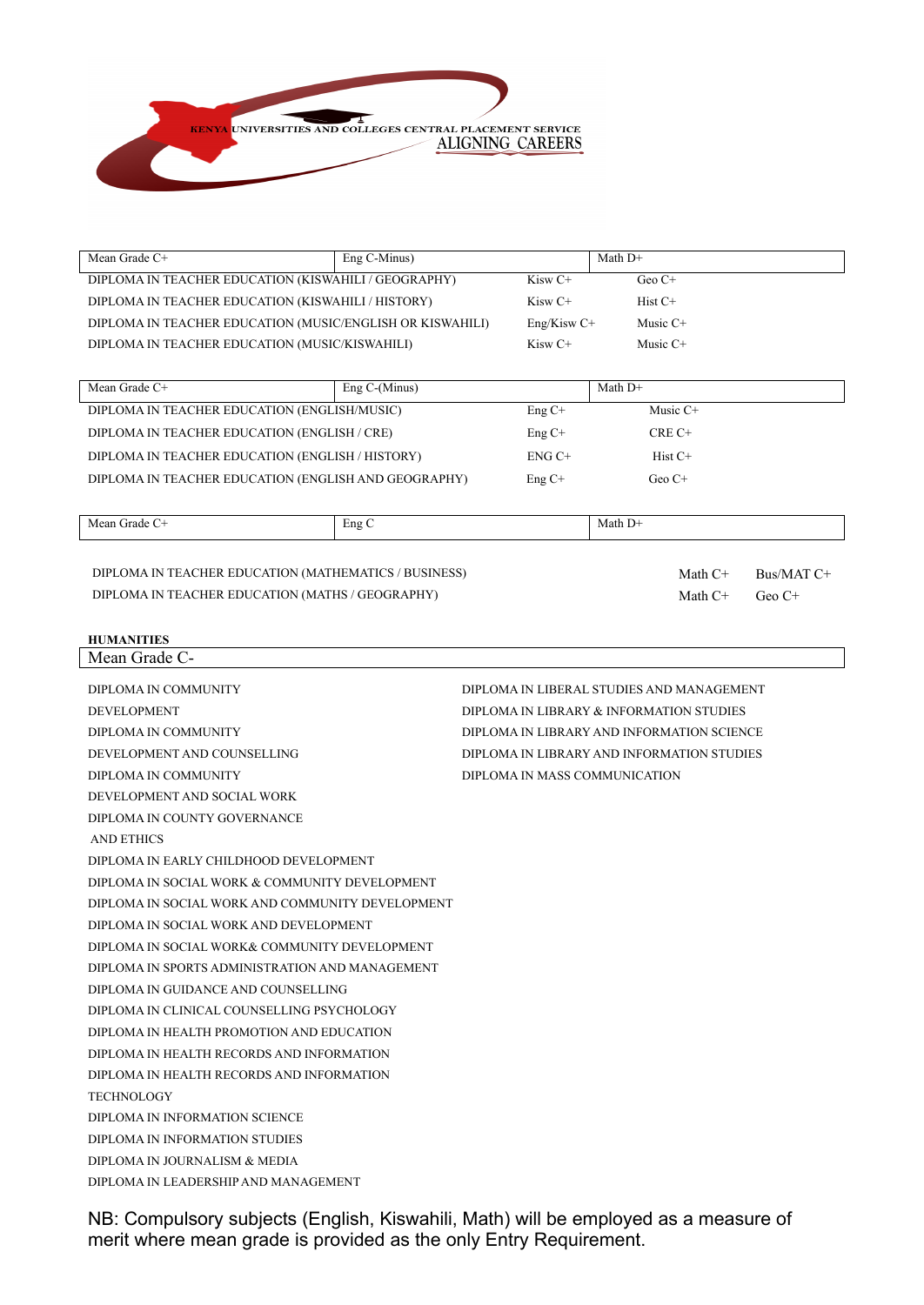KENYA UNIVERSITIES AND COLLEGES CENTRAL PLACEMENT SERVICE

ALIGNING CAREERS

| Mean Grade C+ | Eng C-Minus) | Math D+ |
|---|---|---|
| DIPLOMA IN TEACHER EDUCATION (KISWAHILI / GEOGRAPHY) | Kisw C+ | Geo C+ |
| DIPLOMA IN TEACHER EDUCATION (KISWAHILI / HISTORY) | Kisw C+ | Hist C+ |
| DIPLOMA IN TEACHER EDUCATION (MUSIC/ENGLISH OR KISWAHILI) | Eng/Kisw C+ | Music C+ |
| DIPLOMA IN TEACHER EDUCATION (MUSIC/KISWAHILI) | Kisw C+ | Music C+ |

| Mean Grade C+ | Eng C-(Minus) | Math D+ |
|---|---|---|
| DIPLOMA IN TEACHER EDUCATION (ENGLISH/MUSIC) | Eng C+ | Music C+ |
| DIPLOMA IN TEACHER EDUCATION (ENGLISH / CRE) | Eng C+ | CRE C+ |
| DIPLOMA IN TEACHER EDUCATION (ENGLISH / HISTORY) | ENG C+ | Hist C+ |
| DIPLOMA IN TEACHER EDUCATION (ENGLISH AND GEOGRAPHY) | Eng C+ | Geo C+ |

| Mean Grade C+ | Eng C | Math D+ |
|---|---|---|
| DIPLOMA IN TEACHER EDUCATION (MATHEMATICS / BUSINESS) | Math C+ | Bus/MAT C+ |
| DIPLOMA IN TEACHER EDUCATION (MATHS / GEOGRAPHY) | Math C+ | Geo C+ |

**HUMANITIES**

| Mean Grade C- |
|---|

DIPLOMA IN COMMUNITY DEVELOPMENT
DIPLOMA IN COMMUNITY DEVELOPMENT AND COUNSELLING
DIPLOMA IN COMMUNITY DEVELOPMENT AND SOCIAL WORK
DIPLOMA IN COUNTY GOVERNANCE AND ETHICS
DIPLOMA IN EARLY CHILDHOOD DEVELOPMENT
DIPLOMA IN SOCIAL WORK & COMMUNITY DEVELOPMENT
DIPLOMA IN SOCIAL WORK AND COMMUNITY DEVELOPMENT
DIPLOMA IN SOCIAL WORK AND DEVELOPMENT
DIPLOMA IN SOCIAL WORK& COMMUNITY DEVELOPMENT
DIPLOMA IN SPORTS ADMINISTRATION AND MANAGEMENT
DIPLOMA IN GUIDANCE AND COUNSELLING
DIPLOMA IN CLINICAL COUNSELLING PSYCHOLOGY
DIPLOMA IN HEALTH PROMOTION AND EDUCATION
DIPLOMA IN HEALTH RECORDS AND INFORMATION
DIPLOMA IN HEALTH RECORDS AND INFORMATION TECHNOLOGY
DIPLOMA IN INFORMATION SCIENCE
DIPLOMA IN INFORMATION STUDIES
DIPLOMA IN JOURNALISM & MEDIA
DIPLOMA IN LEADERSHIP AND MANAGEMENT
DIPLOMA IN LIBERAL STUDIES AND MANAGEMENT
DIPLOMA IN LIBRARY & INFORMATION STUDIES
DIPLOMA IN LIBRARY AND INFORMATION SCIENCE
DIPLOMA IN LIBRARY AND INFORMATION STUDIES
DIPLOMA IN MASS COMMUNICATION

NB: Compulsory subjects (English, Kiswahili, Math) will be employed as a measure of merit where mean grade is provided as the only Entry Requirement.